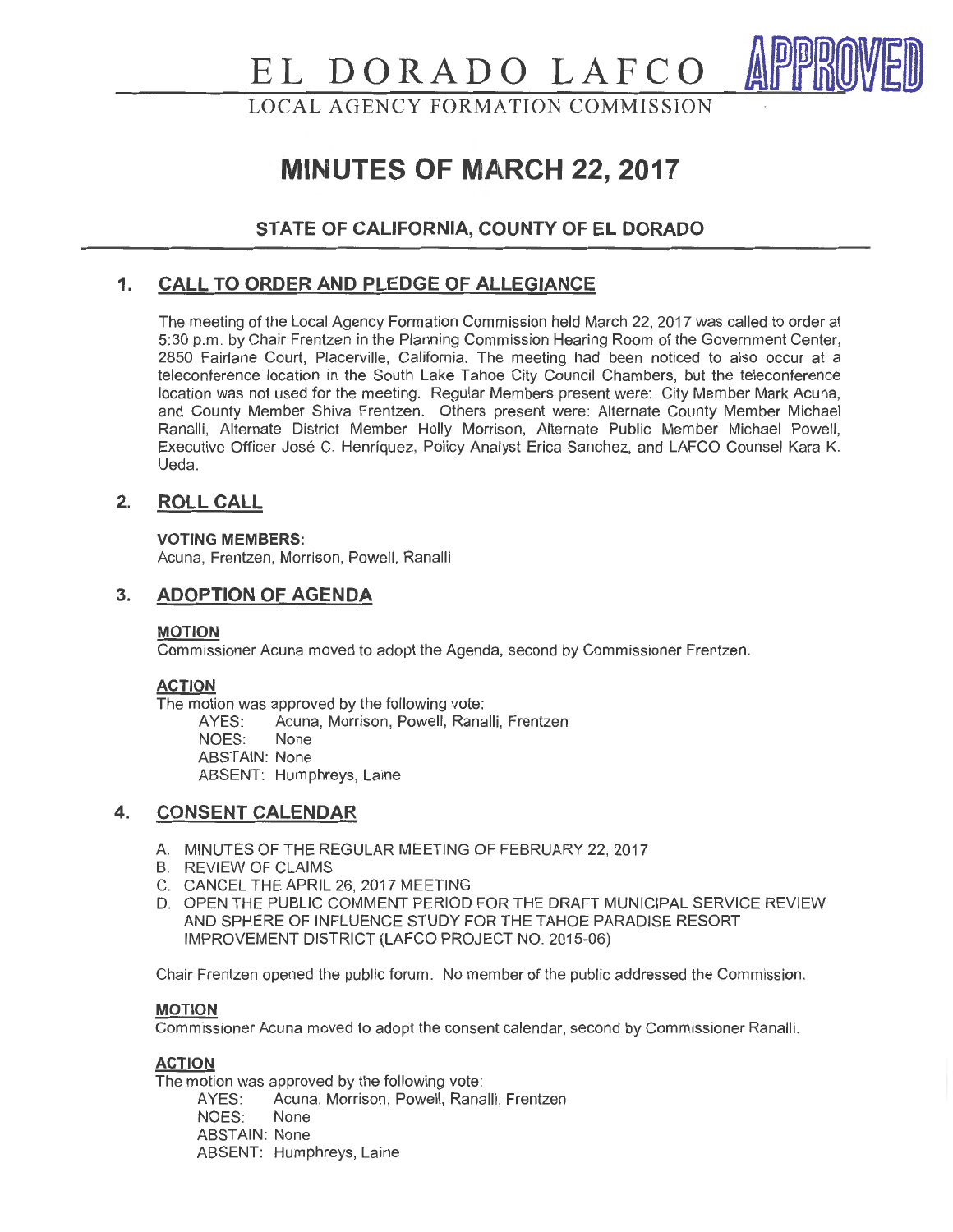# EL DORADO LAFCO

LOCAL AGENCY FORMATION COMMISSION

APPROVED

# MINUTES OF MARCH 22, 2017

## STATE OF CALIFORNIA, COUNTY OF EL DORADO

## 1. CALL TO ORDER AND PLEDGE OF ALLEGIANCE

The meeting of the Local Agency Formation Commission held March 22, 2017 was called to order at 5:30 p.m. by Chair Frentzen in the Planning Commission Hearing Room of the Government Center, 2850 Fairlane Court, Placerville, California. The meeting had been noticed to also occur at a teleconference location in the South Lake Tahoe City Council Chambers, but the teleconference location was not used for the meeting. Regular Members present were: City Member Mark Acuna, and County Member Shiva Frentzen. Others present were: Alternate County Member Michael Ranalli, Alternate District Member Holly Morrison, Alternate Public Member Michael Powell, Executive Officer José C. Henríquez, Policy Analyst Erica Sanchez, and LAFCO Counsel Kara K. Ueda.

## 2. ROLL CALL

**VOTING MEMBERS:**
Acuna, Frentzen, Morrison, Powell, Ranalli

## 3. ADOPTION OF AGENDA

**MOTION**
Commissioner Acuna moved to adopt the Agenda, second by Commissioner Frentzen.

**ACTION**
The motion was approved by the following vote:

AYES: Acuna, Morrison, Powell, Ranalli, Frentzen
NOES: None
ABSTAIN: None
ABSENT: Humphreys, Laine

## 4. CONSENT CALENDAR

A. MINUTES OF THE REGULAR MEETING OF FEBRUARY 22, 2017
B. REVIEW OF CLAIMS
C. CANCEL THE APRIL 26, 2017 MEETING
D. OPEN THE PUBLIC COMMENT PERIOD FOR THE DRAFT MUNICIPAL SERVICE REVIEW AND SPHERE OF INFLUENCE STUDY FOR THE TAHOE PARADISE RESORT IMPROVEMENT DISTRICT (LAFCO PROJECT NO. 2015-06)

Chair Frentzen opened the public forum. No member of the public addressed the Commission.

**MOTION**
Commissioner Acuna moved to adopt the consent calendar, second by Commissioner Ranalli.

**ACTION**
The motion was approved by the following vote:

AYES: Acuna, Morrison, Powell, Ranalli, Frentzen
NOES: None
ABSTAIN: None
ABSENT: Humphreys, Laine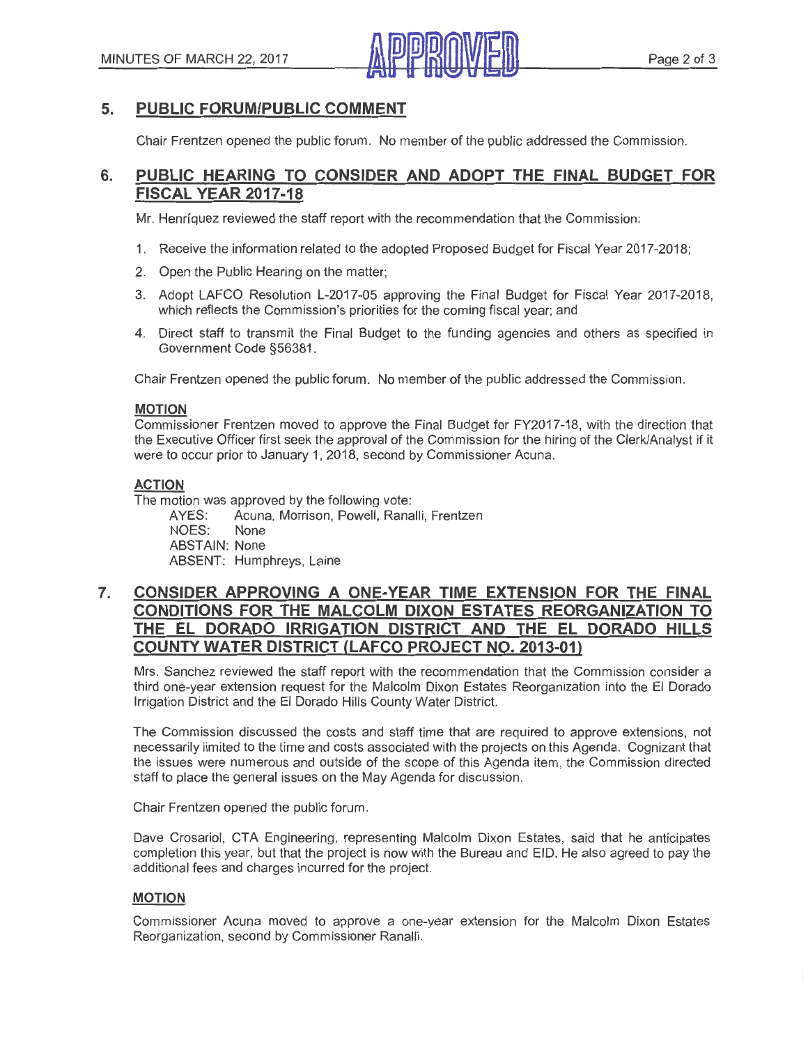## 5. PUBLIC FORUM/PUBLIC COMMENT

Chair Frentzen opened the public forum. No member of the public addressed the Commission.

## 6. PUBLIC HEARING TO CONSIDER AND ADOPT THE FINAL BUDGET FOR FISCAL YEAR 2017-18

Mr. Henríquez reviewed the staff report with the recommendation that the Commission:

1. Receive the information related to the adopted Proposed Budget for Fiscal Year 2017-2018;
2. Open the Public Hearing on the matter;
3. Adopt LAFCO Resolution L-2017-05 approving the Final Budget for Fiscal Year 2017-2018, which reflects the Commission's priorities for the coming fiscal year; and
4. Direct staff to transmit the Final Budget to the funding agencies and others as specified in Government Code §56381.

Chair Frentzen opened the public forum. No member of the public addressed the Commission.

**MOTION**

Commissioner Frentzen moved to approve the Final Budget for FY2017-18, with the direction that the Executive Officer first seek the approval of the Commission for the hiring of the Clerk/Analyst if it were to occur prior to January 1, 2018, second by Commissioner Acuna.

**ACTION**

The motion was approved by the following vote:

AYES: Acuna, Morrison, Powell, Ranalli, Frentzen
NOES: None
ABSTAIN: None
ABSENT: Humphreys, Laine

## 7. CONSIDER APPROVING A ONE-YEAR TIME EXTENSION FOR THE FINAL CONDITIONS FOR THE MALCOLM DIXON ESTATES REORGANIZATION TO THE EL DORADO IRRIGATION DISTRICT AND THE EL DORADO HILLS COUNTY WATER DISTRICT (LAFCO PROJECT NO. 2013-01)

Mrs. Sanchez reviewed the staff report with the recommendation that the Commission consider a third one-year extension request for the Malcolm Dixon Estates Reorganization into the El Dorado Irrigation District and the El Dorado Hills County Water District.

The Commission discussed the costs and staff time that are required to approve extensions, not necessarily limited to the time and costs associated with the projects on this Agenda. Cognizant that the issues were numerous and outside of the scope of this Agenda item, the Commission directed staff to place the general issues on the May Agenda for discussion.

Chair Frentzen opened the public forum.

Dave Crosariol, CTA Engineering, representing Malcolm Dixon Estates, said that he anticipates completion this year, but that the project is now with the Bureau and EID. He also agreed to pay the additional fees and charges incurred for the project.

**MOTION**

Commissioner Acuna moved to approve a one-year extension for the Malcolm Dixon Estates Reorganization, second by Commissioner Ranalli.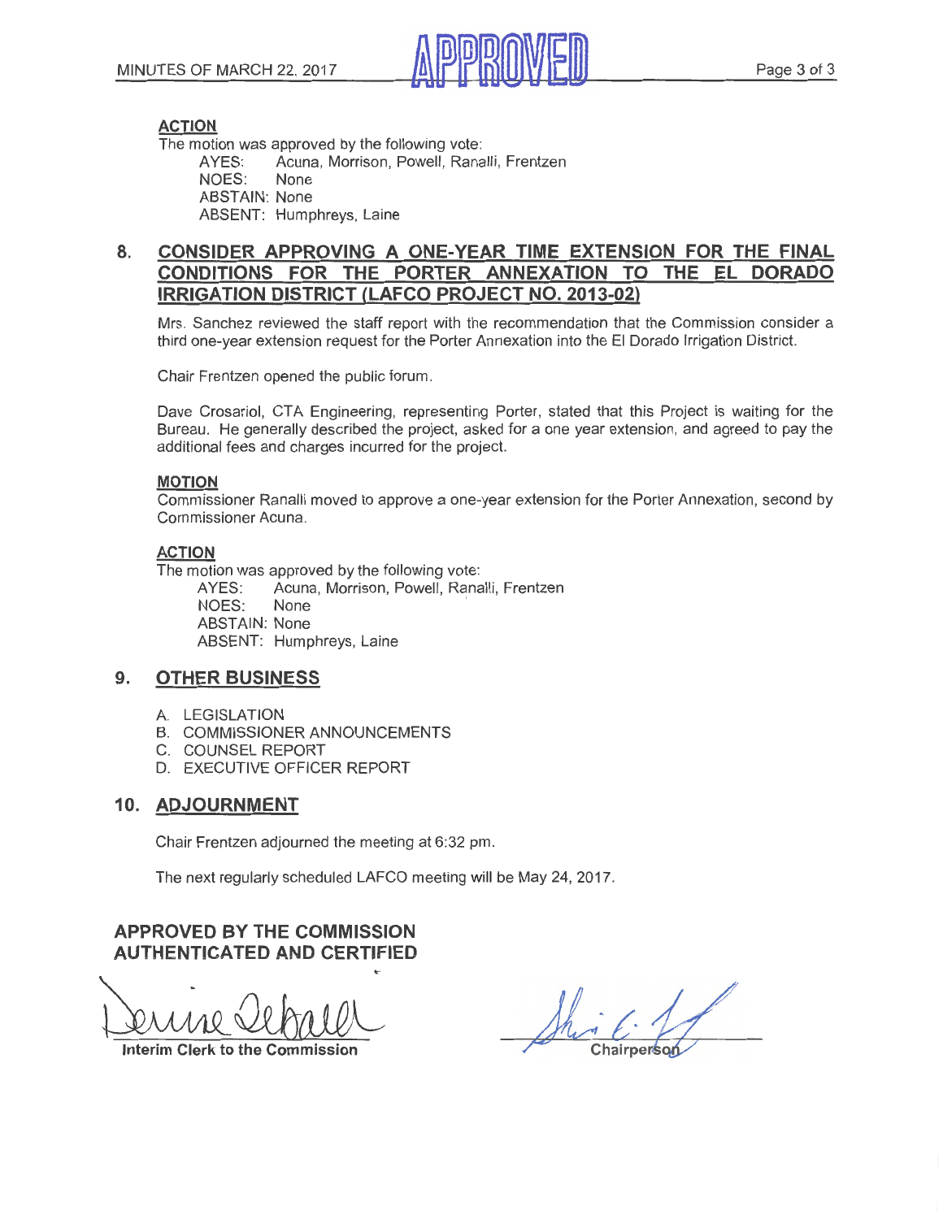**ACTION**

The motion was approved by the following vote:

AYES: Acuna, Morrison, Powell, Ranalli, Frentzen
NOES: None
ABSTAIN: None
ABSENT: Humphreys, Laine

## 8. CONSIDER APPROVING A ONE-YEAR TIME EXTENSION FOR THE FINAL CONDITIONS FOR THE PORTER ANNEXATION TO THE EL DORADO IRRIGATION DISTRICT (LAFCO PROJECT NO. 2013-02)

Mrs. Sanchez reviewed the staff report with the recommendation that the Commission consider a third one-year extension request for the Porter Annexation into the El Dorado Irrigation District.

Chair Frentzen opened the public forum.

Dave Crosariol, CTA Engineering, representing Porter, stated that this Project is waiting for the Bureau. He generally described the project, asked for a one year extension, and agreed to pay the additional fees and charges incurred for the project.

**MOTION**

Commissioner Ranalli moved to approve a one-year extension for the Porter Annexation, second by Commissioner Acuna.

**ACTION**

The motion was approved by the following vote:

AYES: Acuna, Morrison, Powell, Ranalli, Frentzen
NOES: None
ABSTAIN: None
ABSENT: Humphreys, Laine

## 9. OTHER BUSINESS

A. LEGISLATION
B. COMMISSIONER ANNOUNCEMENTS
C. COUNSEL REPORT
D. EXECUTIVE OFFICER REPORT

## 10. ADJOURNMENT

Chair Frentzen adjourned the meeting at 6:32 pm.

The next regularly scheduled LAFCO meeting will be May 24, 2017.

**APPROVED BY THE COMMISSION**
**AUTHENTICATED AND CERTIFIED**

Interim Clerk to the Commission

Chairperson